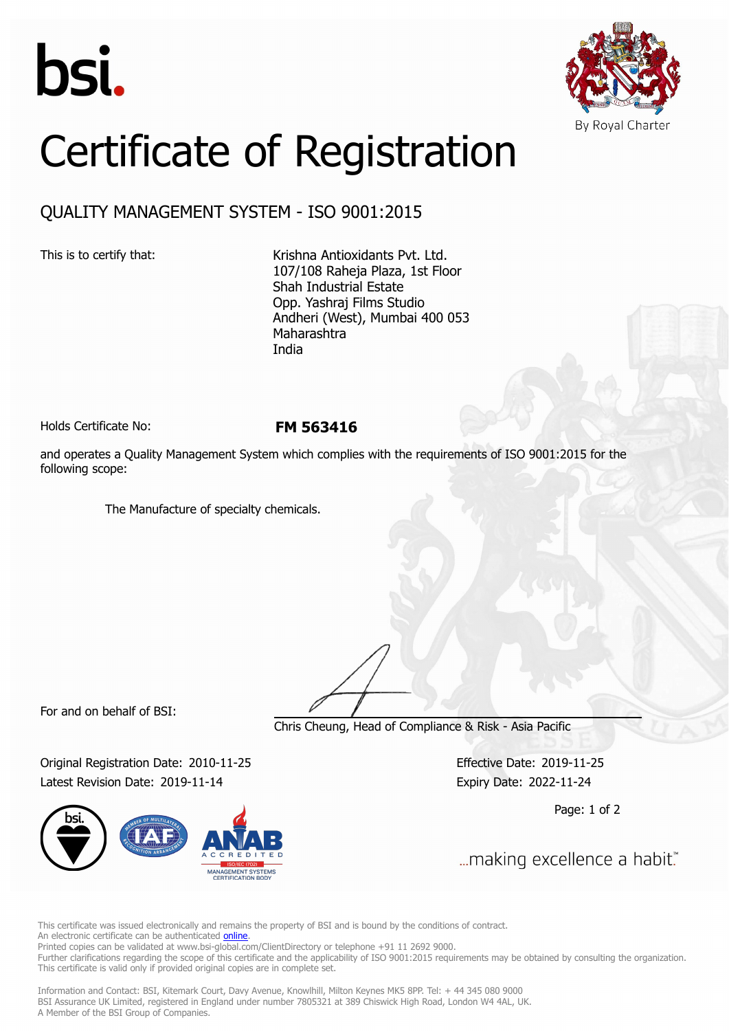bsi.

By Royal Charter

# Certificate of Registration

## QUALITY MANAGEMENT SYSTEM - ISO 9001:2015

This is to certify that:

Krishna Antioxidants Pvt. Ltd.
107/108 Raheja Plaza, 1st Floor
Shah Industrial Estate
Opp. Yashraj Films Studio
Andheri (West), Mumbai 400 053
Maharashtra
India

Holds Certificate No: **FM 563416**

and operates a Quality Management System which complies with the requirements of ISO 9001:2015 for the following scope:

The Manufacture of specialty chemicals.

For and on behalf of BSI:

Chris Cheung, Head of Compliance & Risk - Asia Pacific

Original Registration Date: 2010-11-25
Latest Revision Date: 2019-11-14

Effective Date: 2019-11-25
Expiry Date: 2022-11-24

...making excellence a habit.™

This certificate was issued electronically and remains the property of BSI and is bound by the conditions of contract.
An electronic certificate can be authenticated online.
Printed copies can be validated at www.bsi-global.com/ClientDirectory or telephone +91 11 2692 9000.
Further clarifications regarding the scope of this certificate and the applicability of ISO 9001:2015 requirements may be obtained by consulting the organization.
This certificate is valid only if provided original copies are in complete set.

Information and Contact: BSI, Kitemark Court, Davy Avenue, Knowlhill, Milton Keynes MK5 8PP. Tel: + 44 345 080 9000
BSI Assurance UK Limited, registered in England under number 7805321 at 389 Chiswick High Road, London W4 4AL, UK.
A Member of the BSI Group of Companies.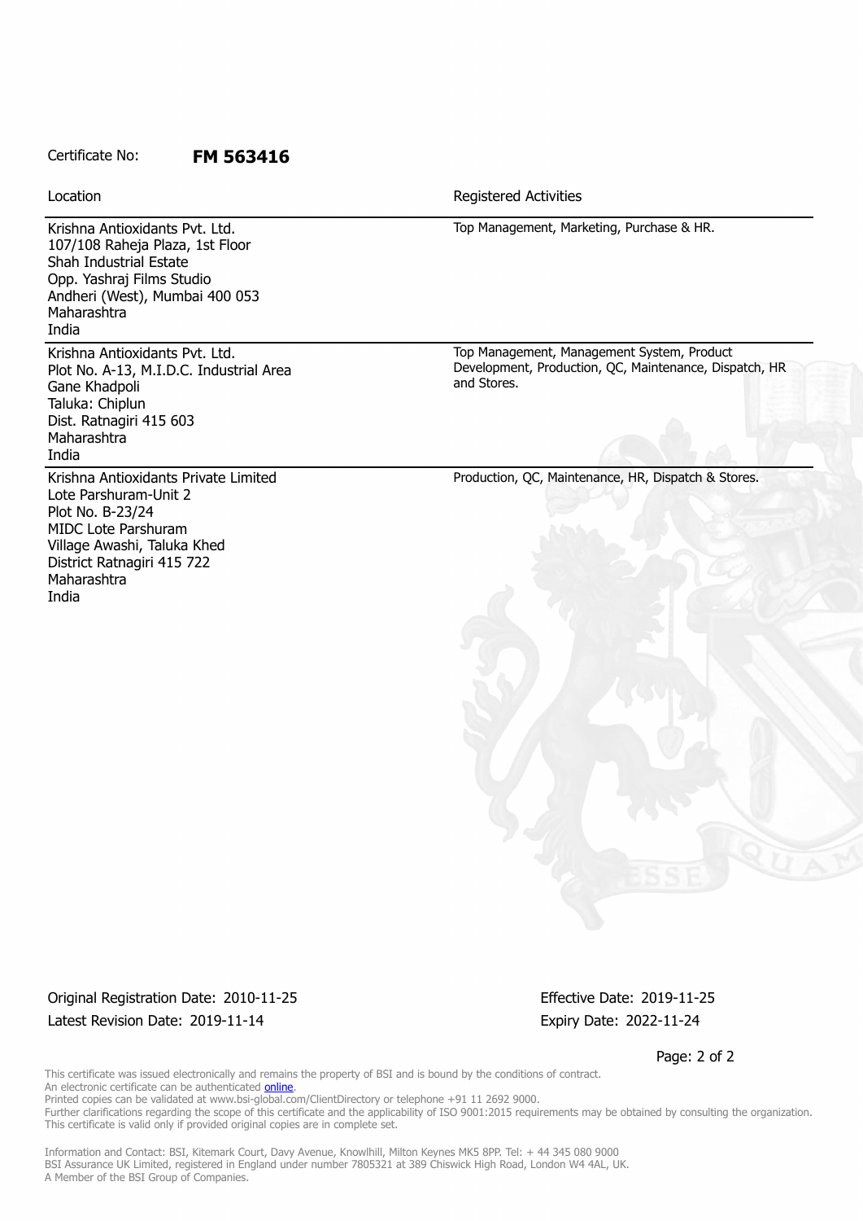Certificate No: **FM 563416**

| Location | Registered Activities |
| --- | --- |
| Krishna Antioxidants Pvt. Ltd.<br>107/108 Raheja Plaza, 1st Floor<br>Shah Industrial Estate<br>Opp. Yashraj Films Studio<br>Andheri (West), Mumbai 400 053<br>Maharashtra<br>India | Top Management, Marketing, Purchase & HR. |
| Krishna Antioxidants Pvt. Ltd.<br>Plot No. A-13, M.I.D.C. Industrial Area<br>Gane Khadpoli<br>Taluka: Chiplun<br>Dist. Ratnagiri 415 603<br>Maharashtra<br>India | Top Management, Management System, Product Development, Production, QC, Maintenance, Dispatch, HR and Stores. |
| Krishna Antioxidants Private Limited<br>Lote Parshuram-Unit 2<br>Plot No. B-23/24<br>MIDC Lote Parshuram<br>Village Awashi, Taluka Khed<br>District Ratnagiri 415 722<br>Maharashtra<br>India | Production, QC, Maintenance, HR, Dispatch & Stores. |

Original Registration Date: 2010-11-25
Latest Revision Date: 2019-11-14

Effective Date: 2019-11-25
Expiry Date: 2022-11-24

This certificate was issued electronically and remains the property of BSI and is bound by the conditions of contract.
An electronic certificate can be authenticated online.
Printed copies can be validated at www.bsi-global.com/ClientDirectory or telephone +91 11 2692 9000.
Further clarifications regarding the scope of this certificate and the applicability of ISO 9001:2015 requirements may be obtained by consulting the organization.
This certificate is valid only if provided original copies are in complete set.

Information and Contact: BSI, Kitemark Court, Davy Avenue, Knowlhill, Milton Keynes MK5 8PP. Tel: + 44 345 080 9000
BSI Assurance UK Limited, registered in England under number 7805321 at 389 Chiswick High Road, London W4 4AL, UK.
A Member of the BSI Group of Companies.